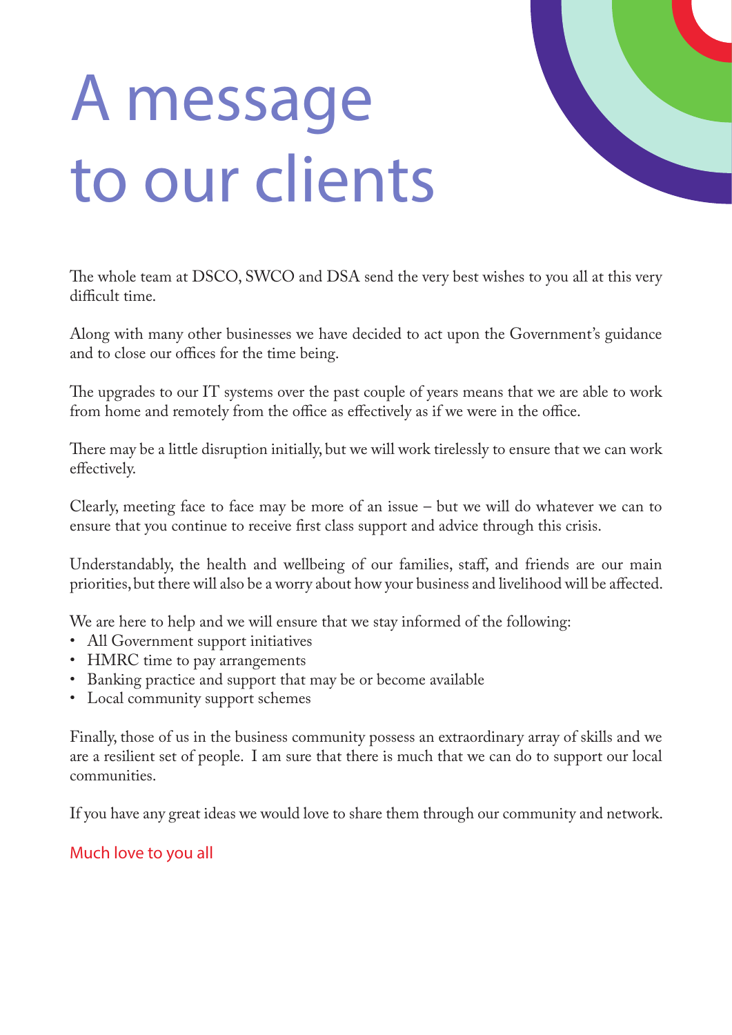# A message to our clients

The whole team at DSCO, SWCO and DSA send the very best wishes to you all at this very difficult time.

Along with many other businesses we have decided to act upon the Government's guidance and to close our offices for the time being.

The upgrades to our IT systems over the past couple of years means that we are able to work from home and remotely from the office as effectively as if we were in the office.

There may be a little disruption initially, but we will work tirelessly to ensure that we can work effectively.

Clearly, meeting face to face may be more of an issue – but we will do whatever we can to ensure that you continue to receive first class support and advice through this crisis.

Understandably, the health and wellbeing of our families, staff, and friends are our main priorities, but there will also be a worry about how your business and livelihood will be affected.

We are here to help and we will ensure that we stay informed of the following:

- All Government support initiatives
- HMRC time to pay arrangements
- Banking practice and support that may be or become available
- Local community support schemes

Finally, those of us in the business community possess an extraordinary array of skills and we are a resilient set of people. I am sure that there is much that we can do to support our local communities.

If you have any great ideas we would love to share them through our community and network.

Much love to you all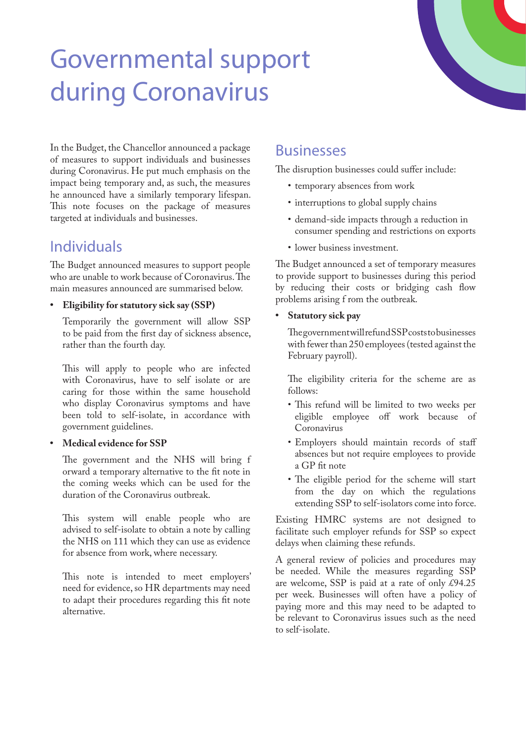# Governmental support during Coronavirus

In the Budget, the Chancellor announced a package of measures to support individuals and businesses during Coronavirus. He put much emphasis on the impact being temporary and, as such, the measures he announced have a similarly temporary lifespan. This note focuses on the package of measures targeted at individuals and businesses.

## Individuals

The Budget announced measures to support people who are unable to work because of Coronavirus. The main measures announced are summarised below.

- **Eligibility for statutory sick say (SSP)**

  Temporarily the government will allow SSP to be paid from the first day of sickness absence, rather than the fourth day.

  This will apply to people who are infected with Coronavirus, have to self isolate or are caring for those within the same household who display Coronavirus symptoms and have been told to self-isolate, in accordance with government guidelines.

- **Medical evidence for SSP**

  The government and the NHS will bring f orward a temporary alternative to the fit note in the coming weeks which can be used for the duration of the Coronavirus outbreak.

  This system will enable people who are advised to self-isolate to obtain a note by calling the NHS on 111 which they can use as evidence for absence from work, where necessary.

  This note is intended to meet employers' need for evidence, so HR departments may need to adapt their procedures regarding this fit note alternative.

## Businesses

The disruption businesses could suffer include:

- temporary absences from work
- interruptions to global supply chains
- demand-side impacts through a reduction in consumer spending and restrictions on exports
- lower business investment.

The Budget announced a set of temporary measures to provide support to businesses during this period by reducing their costs or bridging cash flow problems arising f rom the outbreak.

- **Statutory sick pay**

  The government will refund SSP costs to businesses with fewer than 250 employees (tested against the February payroll).

  The eligibility criteria for the scheme are as follows:

  - This refund will be limited to two weeks per eligible employee off work because of Coronavirus
  - Employers should maintain records of staff absences but not require employees to provide a GP fit note
  - The eligible period for the scheme will start from the day on which the regulations extending SSP to self-isolators come into force.

Existing HMRC systems are not designed to facilitate such employer refunds for SSP so expect delays when claiming these refunds.

A general review of policies and procedures may be needed. While the measures regarding SSP are welcome, SSP is paid at a rate of only £94.25 per week. Businesses will often have a policy of paying more and this may need to be adapted to be relevant to Coronavirus issues such as the need to self-isolate.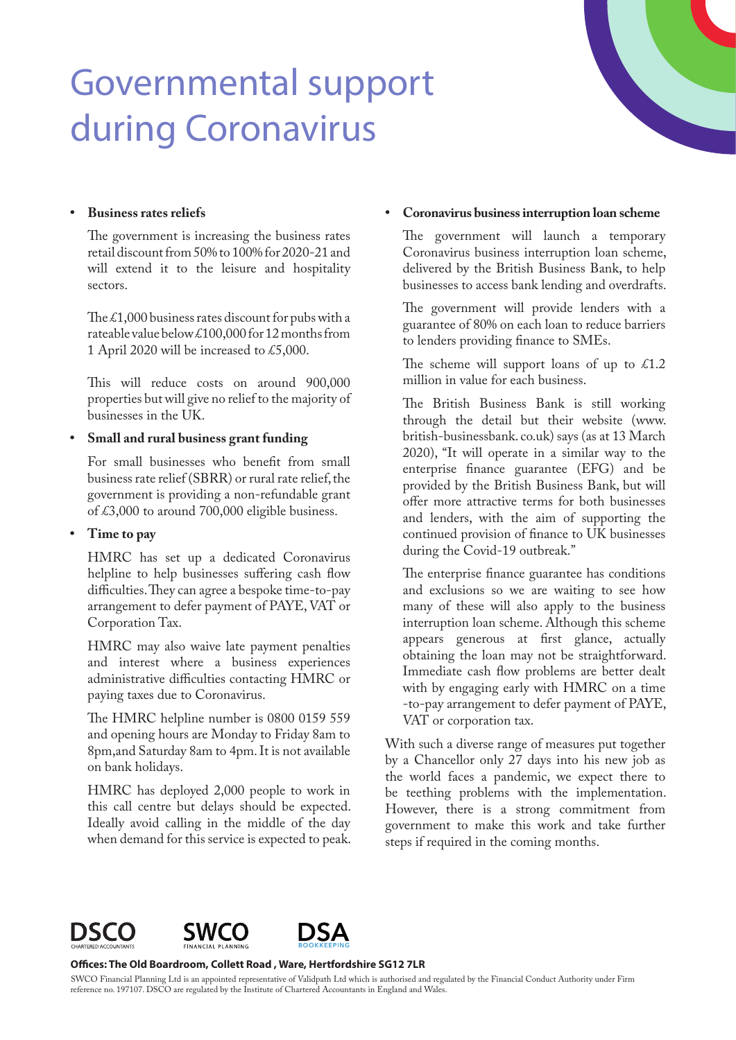# Governmental support during Coronavirus

- **Business rates reliefs**

  The government is increasing the business rates retail discount from 50% to 100% for 2020-21 and will extend it to the leisure and hospitality sectors.

  The £1,000 business rates discount for pubs with a rateable value below £100,000 for 12 months from 1 April 2020 will be increased to £5,000.

  This will reduce costs on around 900,000 properties but will give no relief to the majority of businesses in the UK.

- **Small and rural business grant funding**

  For small businesses who benefit from small business rate relief (SBRR) or rural rate relief, the government is providing a non-refundable grant of £3,000 to around 700,000 eligible business.

- **Time to pay**

  HMRC has set up a dedicated Coronavirus helpline to help businesses suffering cash flow difficulties. They can agree a bespoke time-to-pay arrangement to defer payment of PAYE, VAT or Corporation Tax.

  HMRC may also waive late payment penalties and interest where a business experiences administrative difficulties contacting HMRC or paying taxes due to Coronavirus.

  The HMRC helpline number is 0800 0159 559 and opening hours are Monday to Friday 8am to 8pm,and Saturday 8am to 4pm. It is not available on bank holidays.

  HMRC has deployed 2,000 people to work in this call centre but delays should be expected. Ideally avoid calling in the middle of the day when demand for this service is expected to peak.

- **Coronavirus business interruption loan scheme**

  The government will launch a temporary Coronavirus business interruption loan scheme, delivered by the British Business Bank, to help businesses to access bank lending and overdrafts.

  The government will provide lenders with a guarantee of 80% on each loan to reduce barriers to lenders providing finance to SMEs.

  The scheme will support loans of up to £1.2 million in value for each business.

  The British Business Bank is still working through the detail but their website (www.british-businessbank. co.uk) says (as at 13 March 2020), "It will operate in a similar way to the enterprise finance guarantee (EFG) and be provided by the British Business Bank, but will offer more attractive terms for both businesses and lenders, with the aim of supporting the continued provision of finance to UK businesses during the Covid-19 outbreak."

  The enterprise finance guarantee has conditions and exclusions so we are waiting to see how many of these will also apply to the business interruption loan scheme. Although this scheme appears generous at first glance, actually obtaining the loan may not be straightforward. Immediate cash flow problems are better dealt with by engaging early with HMRC on a time -to-pay arrangement to defer payment of PAYE, VAT or corporation tax.

With such a diverse range of measures put together by a Chancellor only 27 days into his new job as the world faces a pandemic, we expect there to be teething problems with the implementation. However, there is a strong commitment from government to make this work and take further steps if required in the coming months.

DSCO CHARTERED ACCOUNTANTS

SWCO FINANCIAL PLANNING

DSA BOOKKEEPING

**Offices: The Old Boardroom, Collett Road , Ware, Hertfordshire SG12 7LR**

SWCO Financial Planning Ltd is an appointed representative of Validpath Ltd which is authorised and regulated by the Financial Conduct Authority under Firm reference no. 197107. DSCO are regulated by the Institute of Chartered Accountants in England and Wales.